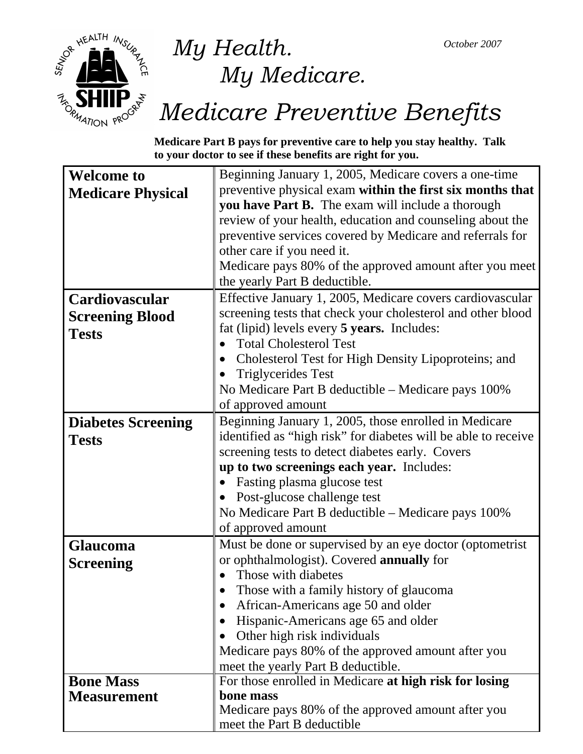October 2007

# My Health. My Medicare.

# Medicare Preventive Benefits

**Medicare Part B pays for preventive care to help you stay healthy. Talk to your doctor to see if these benefits are right for you.**

| Benefit | Description |
|---|---|
| **Welcome to Medicare Physical** | Beginning January 1, 2005, Medicare covers a one-time preventive physical exam **within the first six months that you have Part B.** The exam will include a thorough review of your health, education and counseling about the preventive services covered by Medicare and referrals for other care if you need it.<br>Medicare pays 80% of the approved amount after you meet the yearly Part B deductible. |
| **Cardiovascular Screening Blood Tests** | Effective January 1, 2005, Medicare covers cardiovascular screening tests that check your cholesterol and other blood fat (lipid) levels every **5 years.** Includes:<br>• Total Cholesterol Test<br>• Cholesterol Test for High Density Lipoproteins; and<br>• Triglycerides Test<br>No Medicare Part B deductible – Medicare pays 100% of approved amount |
| **Diabetes Screening Tests** | Beginning January 1, 2005, those enrolled in Medicare identified as "high risk" for diabetes will be able to receive screening tests to detect diabetes early. Covers **up to two screenings each year.** Includes:<br>• Fasting plasma glucose test<br>• Post-glucose challenge test<br>No Medicare Part B deductible – Medicare pays 100% of approved amount |
| **Glaucoma Screening** | Must be done or supervised by an eye doctor (optometrist or ophthalmologist). Covered **annually** for<br>• Those with diabetes<br>• Those with a family history of glaucoma<br>• African-Americans age 50 and older<br>• Hispanic-Americans age 65 and older<br>• Other high risk individuals<br>Medicare pays 80% of the approved amount after you meet the yearly Part B deductible. |
| **Bone Mass Measurement** | For those enrolled in Medicare **at high risk for losing bone mass**<br>Medicare pays 80% of the approved amount after you meet the Part B deductible |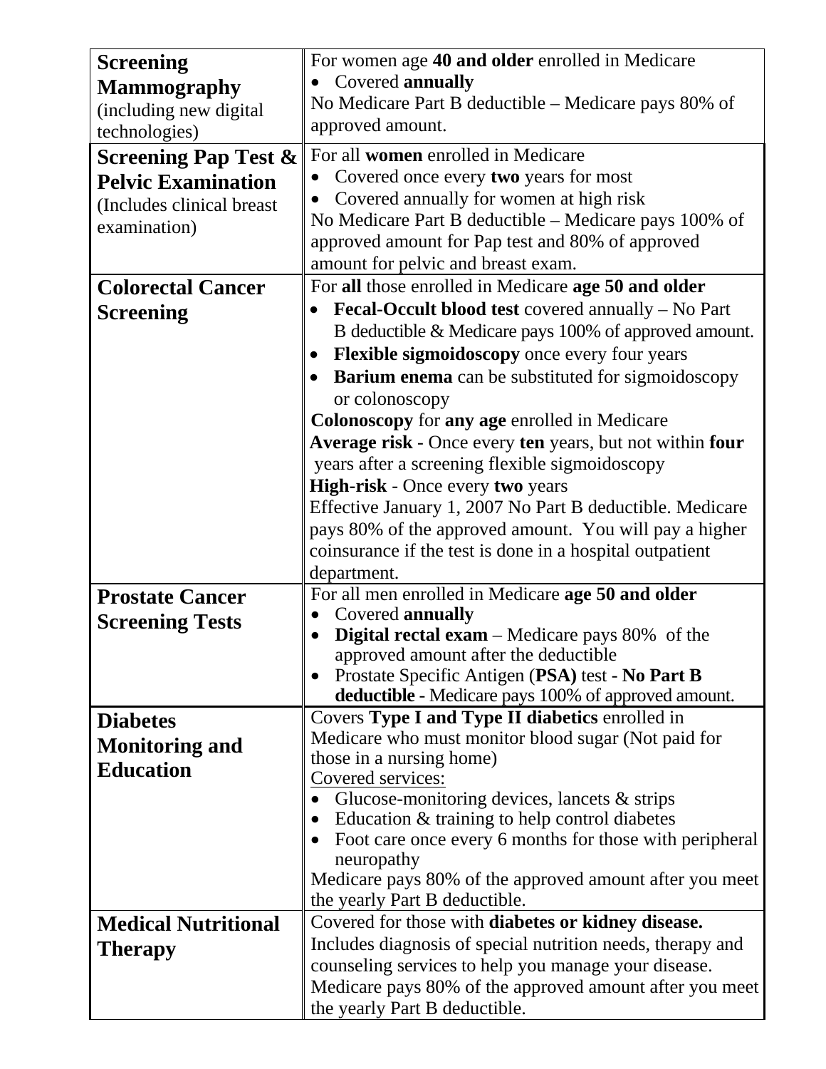| | |
|---|---|
| **Screening Mammography** (including new digital technologies) | For women age **40 and older** enrolled in Medicare<br>• Covered **annually**<br>No Medicare Part B deductible – Medicare pays 80% of approved amount. |
| **Screening Pap Test & Pelvic Examination** (Includes clinical breast examination) | For all **women** enrolled in Medicare<br>• Covered once every **two** years for most<br>• Covered annually for women at high risk<br>No Medicare Part B deductible – Medicare pays 100% of approved amount for Pap test and 80% of approved amount for pelvic and breast exam. |
| **Colorectal Cancer Screening** | For **all** those enrolled in Medicare **age 50 and older**<br>• **Fecal-Occult blood test** covered annually – No Part B deductible & Medicare pays 100% of approved amount.<br>• **Flexible sigmoidoscopy** once every four years<br>• **Barium enema** can be substituted for sigmoidoscopy or colonoscopy<br>**Colonoscopy** for **any age** enrolled in Medicare<br>**Average risk** - Once every **ten** years, but not within **four** years after a screening flexible sigmoidoscopy<br>**High-risk** - Once every **two** years<br>Effective January 1, 2007 No Part B deductible. Medicare pays 80% of the approved amount. You will pay a higher coinsurance if the test is done in a hospital outpatient department. |
| **Prostate Cancer Screening Tests** | For all men enrolled in Medicare **age 50 and older**<br>• Covered **annually**<br>• **Digital rectal exam** – Medicare pays 80% of the approved amount after the deductible<br>• Prostate Specific Antigen (**PSA)** test - **No Part B deductible** - Medicare pays 100% of approved amount. |
| **Diabetes Monitoring and Education** | Covers **Type I and Type II diabetics** enrolled in Medicare who must monitor blood sugar (Not paid for those in a nursing home)<br>Covered services:<br>• Glucose-monitoring devices, lancets & strips<br>• Education & training to help control diabetes<br>• Foot care once every 6 months for those with peripheral neuropathy<br>Medicare pays 80% of the approved amount after you meet the yearly Part B deductible. |
| **Medical Nutritional Therapy** | Covered for those with **diabetes or kidney disease.**<br>Includes diagnosis of special nutrition needs, therapy and counseling services to help you manage your disease.<br>Medicare pays 80% of the approved amount after you meet the yearly Part B deductible. |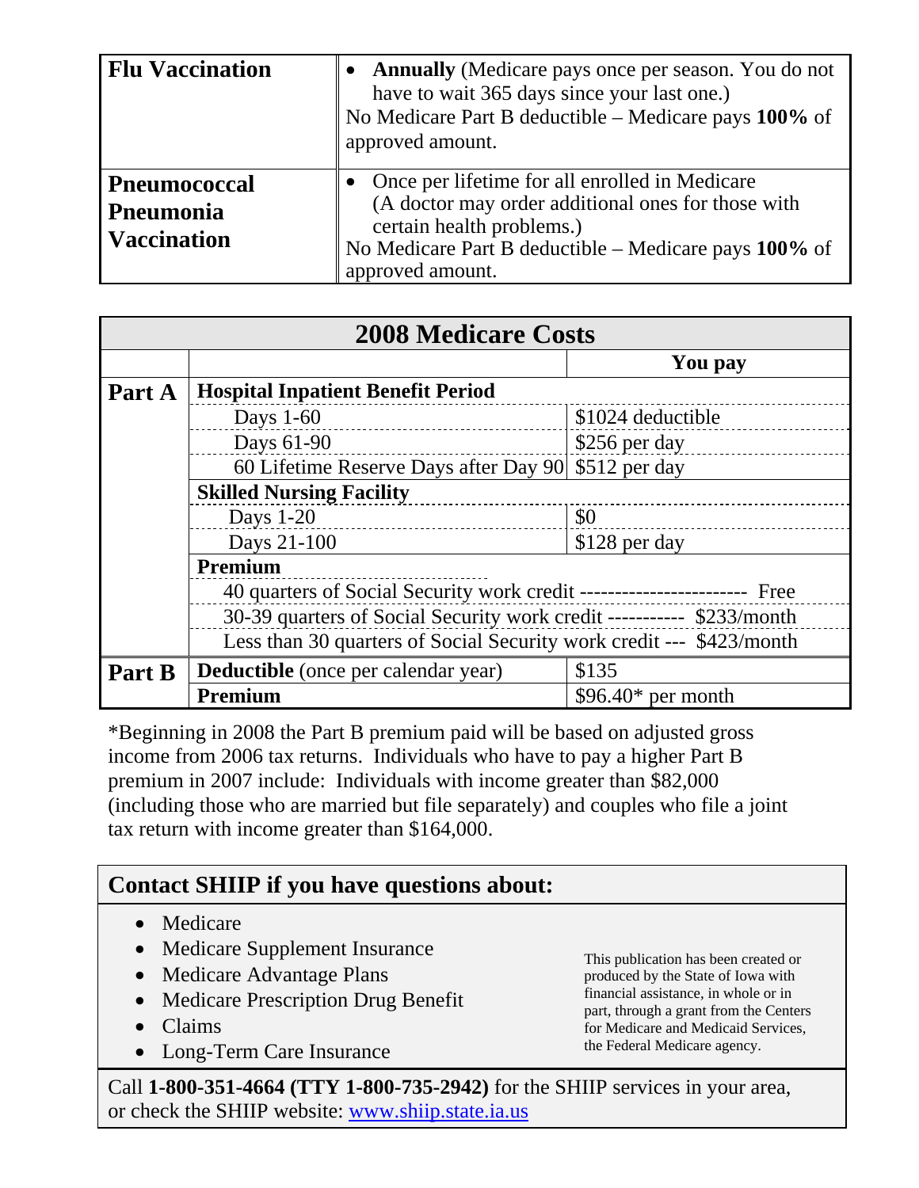| | |
|---|---|
| **Flu Vaccination** | • **Annually** (Medicare pays once per season. You do not have to wait 365 days since your last one.)<br>No Medicare Part B deductible – Medicare pays **100%** of approved amount. |
| **Pneumococcal Pneumonia Vaccination** | • Once per lifetime for all enrolled in Medicare (A doctor may order additional ones for those with certain health problems.)<br>No Medicare Part B deductible – Medicare pays **100%** of approved amount. |

## 2008 Medicare Costs

| | | You pay |
|---|---|---|
| **Part A** | **Hospital Inpatient Benefit Period** | |
| | Days 1-60 | $1024 deductible |
| | Days 61-90 | $256 per day |
| | 60 Lifetime Reserve Days after Day 90 | $512 per day |
| | **Skilled Nursing Facility** | |
| | Days 1-20 | $0 |
| | Days 21-100 | $128 per day |
| | **Premium** | |
| | 40 quarters of Social Security work credit | Free |
| | 30-39 quarters of Social Security work credit | $233/month |
| | Less than 30 quarters of Social Security work credit | $423/month |
| **Part B** | **Deductible** (once per calendar year) | $135 |
| | **Premium** | $96.40* per month |

*Beginning in 2008 the Part B premium paid will be based on adjusted gross income from 2006 tax returns. Individuals who have to pay a higher Part B premium in 2007 include: Individuals with income greater than $82,000 (including those who are married but file separately) and couples who file a joint tax return with income greater than $164,000.

## Contact SHIIP if you have questions about:

- Medicare
- Medicare Supplement Insurance
- Medicare Advantage Plans
- Medicare Prescription Drug Benefit
- Claims
- Long-Term Care Insurance

This publication has been created or produced by the State of Iowa with financial assistance, in whole or in part, through a grant from the Centers for Medicare and Medicaid Services, the Federal Medicare agency.

Call **1-800-351-4664 (TTY 1-800-735-2942)** for the SHIIP services in your area, or check the SHIIP website: [www.shiip.state.ia.us](http://www.shiip.state.ia.us)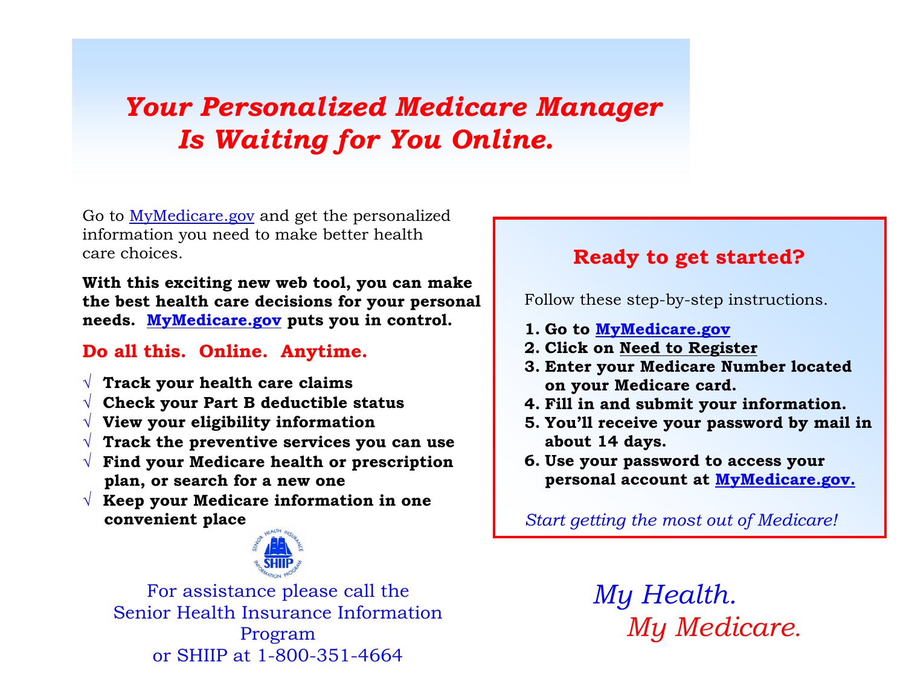# *Your Personalized Medicare Manager Is Waiting for You Online.*

Go to MyMedicare.gov and get the personalized information you need to make better health care choices.

**With this exciting new web tool, you can make the best health care decisions for your personal needs. MyMedicare.gov puts you in control.**

## Do all this. Online. Anytime.

- √ **Track your health care claims**
- √ **Check your Part B deductible status**
- √ **View your eligibility information**
- √ **Track the preventive services you can use**
- √ **Find your Medicare health or prescription plan, or search for a new one**
- √ **Keep your Medicare information in one convenient place**

For assistance please call the Senior Health Insurance Information Program or SHIIP at 1-800-351-4664

## Ready to get started?

Follow these step-by-step instructions.

1. **Go to MyMedicare.gov**
2. **Click on Need to Register**
3. **Enter your Medicare Number located on your Medicare card.**
4. **Fill in and submit your information.**
5. **You'll receive your password by mail in about 14 days.**
6. **Use your password to access your personal account at MyMedicare.gov.**

*Start getting the most out of Medicare!*

*My Health.*
*My Medicare.*